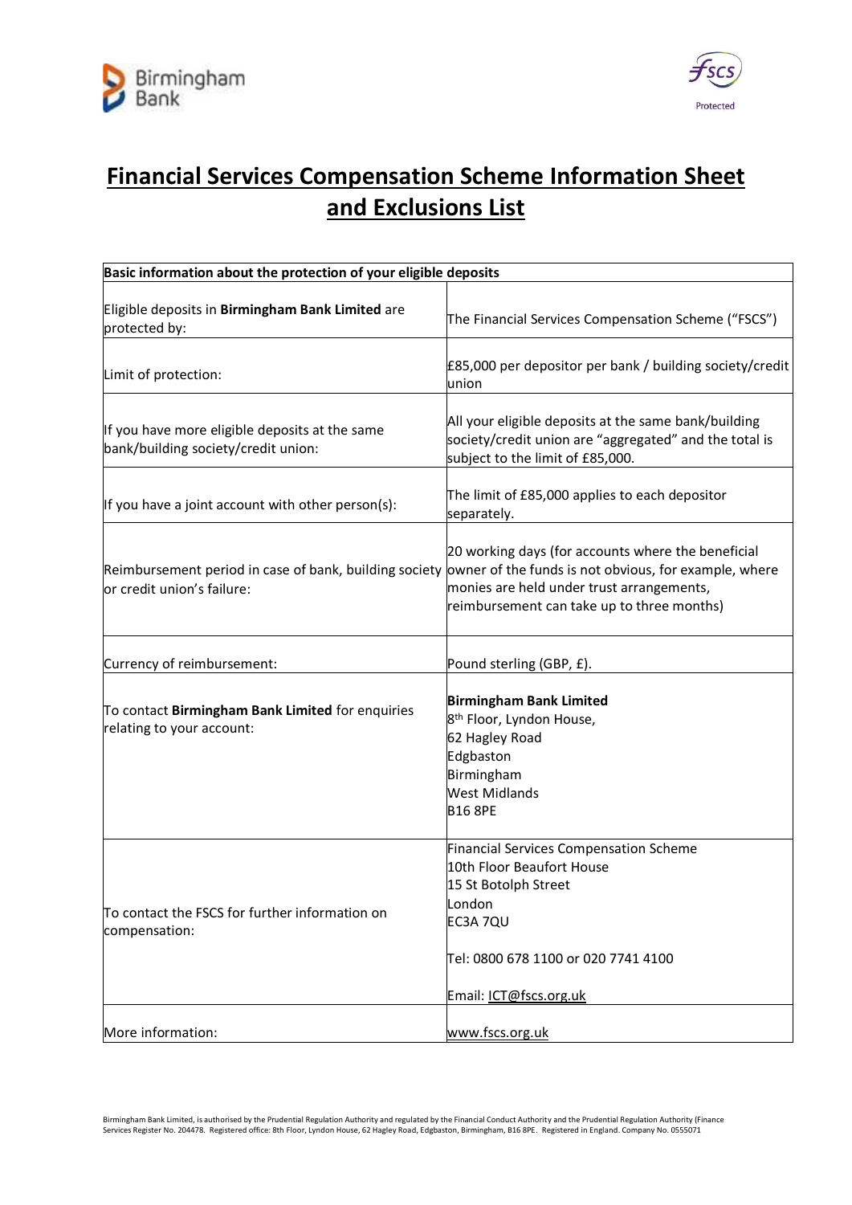# Financial Services Compensation Scheme Information Sheet and Exclusions List

| Basic information about the protection of your eligible deposits | |
|---|---|
| Eligible deposits in **Birmingham Bank Limited** are protected by: | The Financial Services Compensation Scheme ("FSCS") |
| Limit of protection: | £85,000 per depositor per bank / building society/credit union |
| If you have more eligible deposits at the same bank/building society/credit union: | All your eligible deposits at the same bank/building society/credit union are "aggregated" and the total is subject to the limit of £85,000. |
| If you have a joint account with other person(s): | The limit of £85,000 applies to each depositor separately. |
| Reimbursement period in case of bank, building society or credit union's failure: | 20 working days (for accounts where the beneficial owner of the funds is not obvious, for example, where monies are held under trust arrangements, reimbursement can take up to three months) |
| Currency of reimbursement: | Pound sterling (GBP, £). |
| To contact **Birmingham Bank Limited** for enquiries relating to your account: | **Birmingham Bank Limited**<br>8th Floor, Lyndon House,<br>62 Hagley Road<br>Edgbaston<br>Birmingham<br>West Midlands<br>B16 8PE |
| To contact the FSCS for further information on compensation: | Financial Services Compensation Scheme<br>10th Floor Beaufort House<br>15 St Botolph Street<br>London<br>EC3A 7QU<br><br>Tel: 0800 678 1100 or 020 7741 4100<br><br>Email: ICT@fscs.org.uk |
| More information: | www.fscs.org.uk |

Birmingham Bank Limited, is authorised by the Prudential Regulation Authority and regulated by the Financial Conduct Authority and the Prudential Regulation Authority (Finance Services Register No. 204478. Registered office: 8th Floor, Lyndon House, 62 Hagley Road, Edgbaston, Birmingham, B16 8PE. Registered in England. Company No. 0555071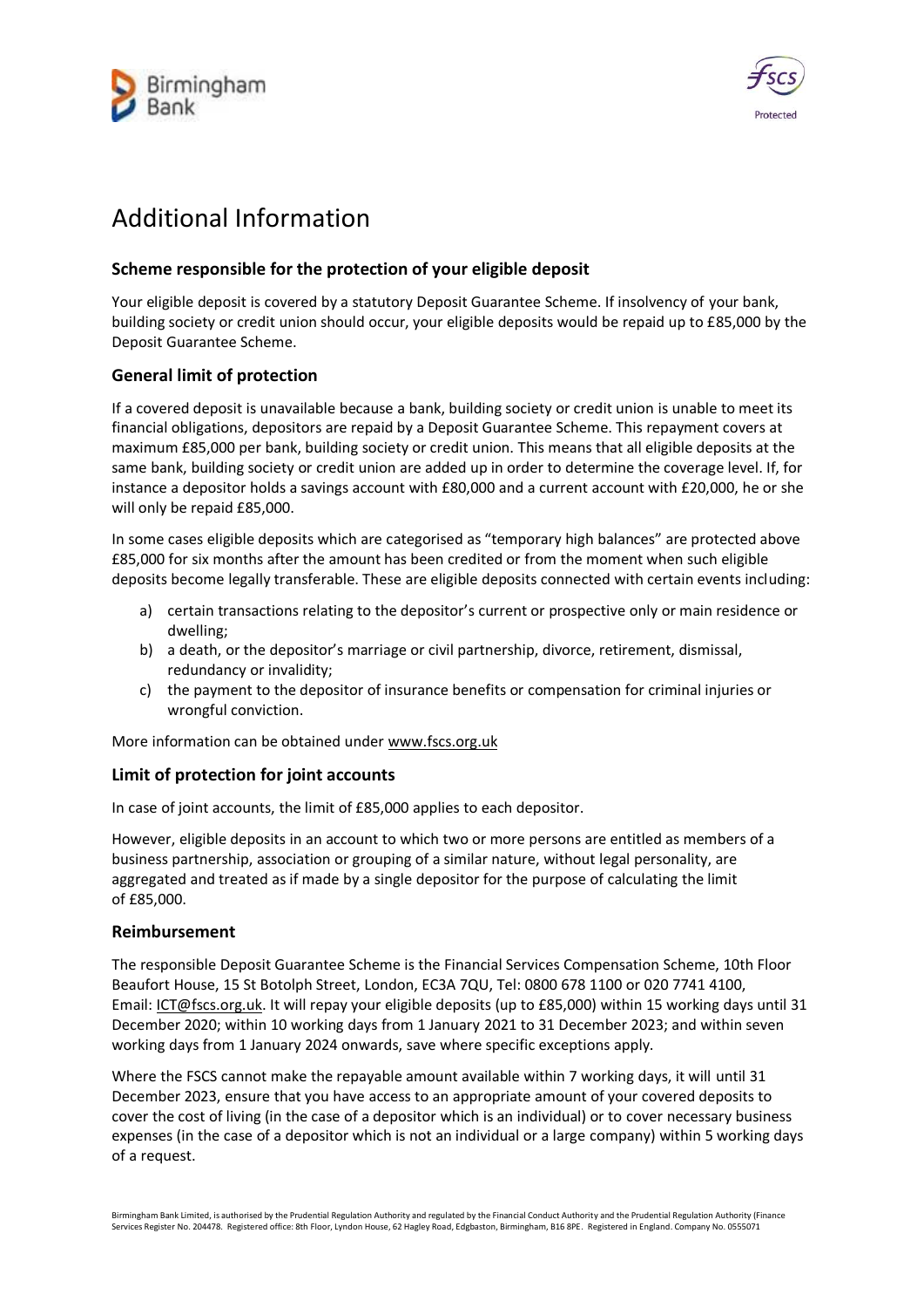# Additional Information

### Scheme responsible for the protection of your eligible deposit

Your eligible deposit is covered by a statutory Deposit Guarantee Scheme. If insolvency of your bank, building society or credit union should occur, your eligible deposits would be repaid up to £85,000 by the Deposit Guarantee Scheme.

### General limit of protection

If a covered deposit is unavailable because a bank, building society or credit union is unable to meet its financial obligations, depositors are repaid by a Deposit Guarantee Scheme. This repayment covers at maximum £85,000 per bank, building society or credit union. This means that all eligible deposits at the same bank, building society or credit union are added up in order to determine the coverage level. If, for instance a depositor holds a savings account with £80,000 and a current account with £20,000, he or she will only be repaid £85,000.

In some cases eligible deposits which are categorised as "temporary high balances" are protected above £85,000 for six months after the amount has been credited or from the moment when such eligible deposits become legally transferable. These are eligible deposits connected with certain events including:

a) certain transactions relating to the depositor's current or prospective only or main residence or dwelling;
b) a death, or the depositor's marriage or civil partnership, divorce, retirement, dismissal, redundancy or invalidity;
c) the payment to the depositor of insurance benefits or compensation for criminal injuries or wrongful conviction.

More information can be obtained under www.fscs.org.uk

### Limit of protection for joint accounts

In case of joint accounts, the limit of £85,000 applies to each depositor.

However, eligible deposits in an account to which two or more persons are entitled as members of a business partnership, association or grouping of a similar nature, without legal personality, are aggregated and treated as if made by a single depositor for the purpose of calculating the limit of £85,000.

### Reimbursement

The responsible Deposit Guarantee Scheme is the Financial Services Compensation Scheme, 10th Floor Beaufort House, 15 St Botolph Street, London, EC3A 7QU, Tel: 0800 678 1100 or 020 7741 4100, Email: ICT@fscs.org.uk. It will repay your eligible deposits (up to £85,000) within 15 working days until 31 December 2020; within 10 working days from 1 January 2021 to 31 December 2023; and within seven working days from 1 January 2024 onwards, save where specific exceptions apply.

Where the FSCS cannot make the repayable amount available within 7 working days, it will until 31 December 2023, ensure that you have access to an appropriate amount of your covered deposits to cover the cost of living (in the case of a depositor which is an individual) or to cover necessary business expenses (in the case of a depositor which is not an individual or a large company) within 5 working days of a request.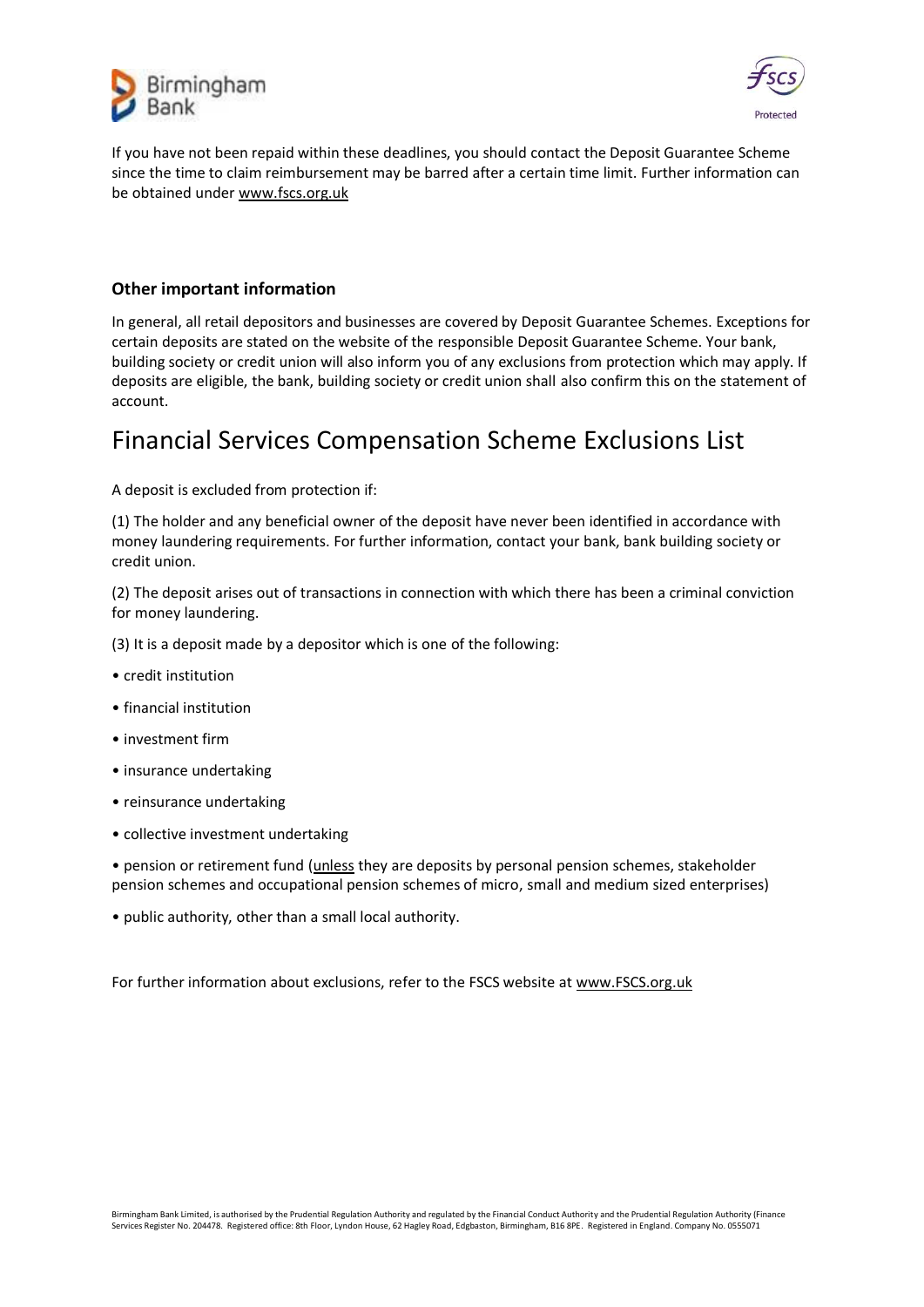If you have not been repaid within these deadlines, you should contact the Deposit Guarantee Scheme since the time to claim reimbursement may be barred after a certain time limit. Further information can be obtained under www.fscs.org.uk

### Other important information

In general, all retail depositors and businesses are covered by Deposit Guarantee Schemes. Exceptions for certain deposits are stated on the website of the responsible Deposit Guarantee Scheme. Your bank, building society or credit union will also inform you of any exclusions from protection which may apply. If deposits are eligible, the bank, building society or credit union shall also confirm this on the statement of account.

# Financial Services Compensation Scheme Exclusions List

A deposit is excluded from protection if:

(1) The holder and any beneficial owner of the deposit have never been identified in accordance with money laundering requirements. For further information, contact your bank, bank building society or credit union.

(2) The deposit arises out of transactions in connection with which there has been a criminal conviction for money laundering.

(3) It is a deposit made by a depositor which is one of the following:

- credit institution
- financial institution
- investment firm
- insurance undertaking
- reinsurance undertaking
- collective investment undertaking
- pension or retirement fund (unless they are deposits by personal pension schemes, stakeholder pension schemes and occupational pension schemes of micro, small and medium sized enterprises)
- public authority, other than a small local authority.

For further information about exclusions, refer to the FSCS website at www.FSCS.org.uk

Birmingham Bank Limited, is authorised by the Prudential Regulation Authority and regulated by the Financial Conduct Authority and the Prudential Regulation Authority (Finance Services Register No. 204478. Registered office: 8th Floor, Lyndon House, 62 Hagley Road, Edgbaston, Birmingham, B16 8PE. Registered in England. Company No. 0555071